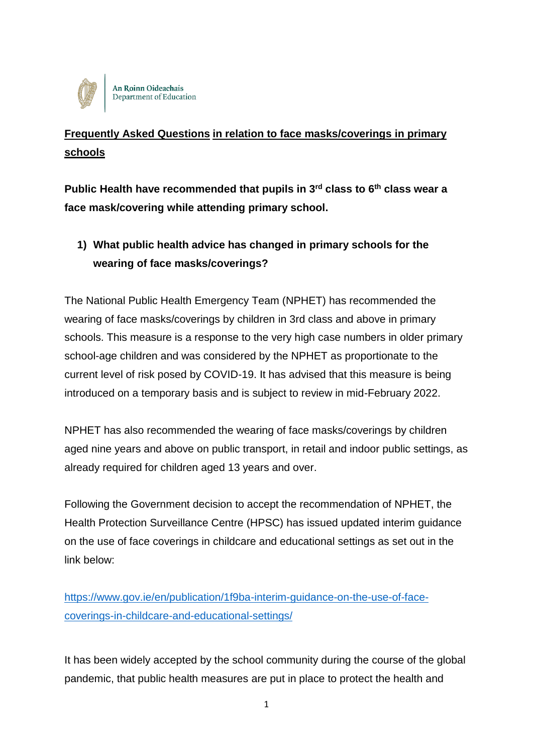An Roinn Oideachais
Department of Education

# Frequently Asked Questions in relation to face masks/coverings in primary schools

**Public Health have recommended that pupils in 3rd class to 6th class wear a face mask/covering while attending primary school.**

## 1) What public health advice has changed in primary schools for the wearing of face masks/coverings?

The National Public Health Emergency Team (NPHET) has recommended the wearing of face masks/coverings by children in 3rd class and above in primary schools. This measure is a response to the very high case numbers in older primary school-age children and was considered by the NPHET as proportionate to the current level of risk posed by COVID-19. It has advised that this measure is being introduced on a temporary basis and is subject to review in mid-February 2022.

NPHET has also recommended the wearing of face masks/coverings by children aged nine years and above on public transport, in retail and indoor public settings, as already required for children aged 13 years and over.

Following the Government decision to accept the recommendation of NPHET, the Health Protection Surveillance Centre (HPSC) has issued updated interim guidance on the use of face coverings in childcare and educational settings as set out in the link below:

https://www.gov.ie/en/publication/1f9ba-interim-guidance-on-the-use-of-face-coverings-in-childcare-and-educational-settings/

It has been widely accepted by the school community during the course of the global pandemic, that public health measures are put in place to protect the health and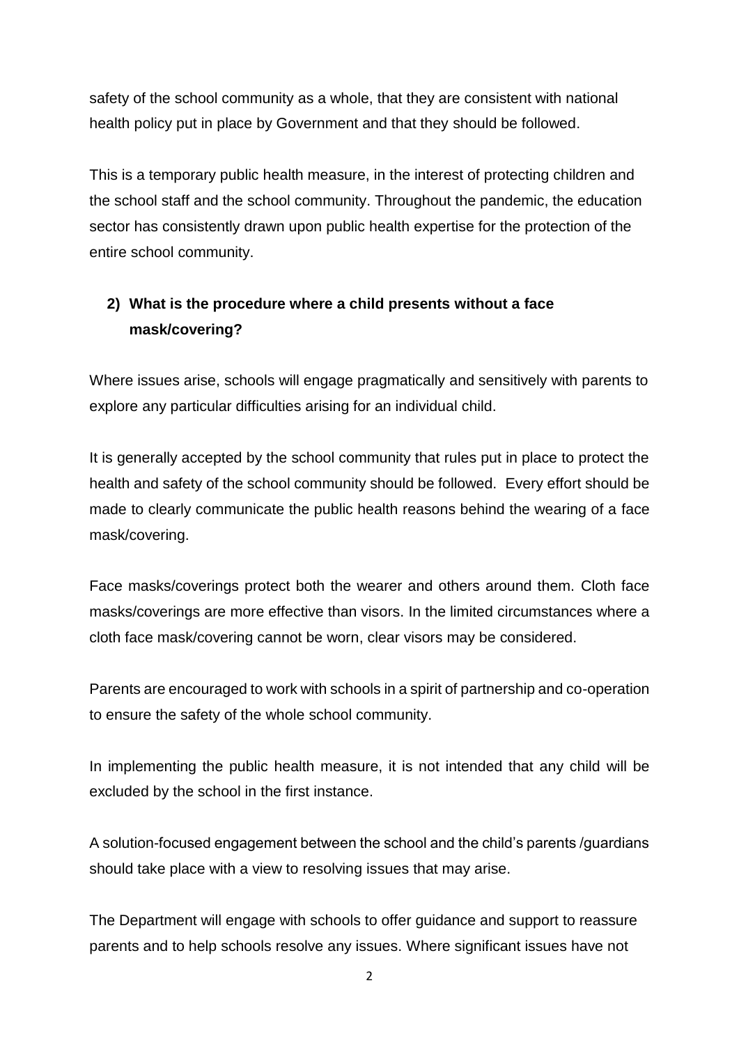safety of the school community as a whole, that they are consistent with national health policy put in place by Government and that they should be followed.

This is a temporary public health measure, in the interest of protecting children and the school staff and the school community. Throughout the pandemic, the education sector has consistently drawn upon public health expertise for the protection of the entire school community.

## 2) What is the procedure where a child presents without a face mask/covering?

Where issues arise, schools will engage pragmatically and sensitively with parents to explore any particular difficulties arising for an individual child.

It is generally accepted by the school community that rules put in place to protect the health and safety of the school community should be followed. Every effort should be made to clearly communicate the public health reasons behind the wearing of a face mask/covering.

Face masks/coverings protect both the wearer and others around them. Cloth face masks/coverings are more effective than visors. In the limited circumstances where a cloth face mask/covering cannot be worn, clear visors may be considered.

Parents are encouraged to work with schools in a spirit of partnership and co-operation to ensure the safety of the whole school community.

In implementing the public health measure, it is not intended that any child will be excluded by the school in the first instance.

A solution-focused engagement between the school and the child's parents /guardians should take place with a view to resolving issues that may arise.

The Department will engage with schools to offer guidance and support to reassure parents and to help schools resolve any issues. Where significant issues have not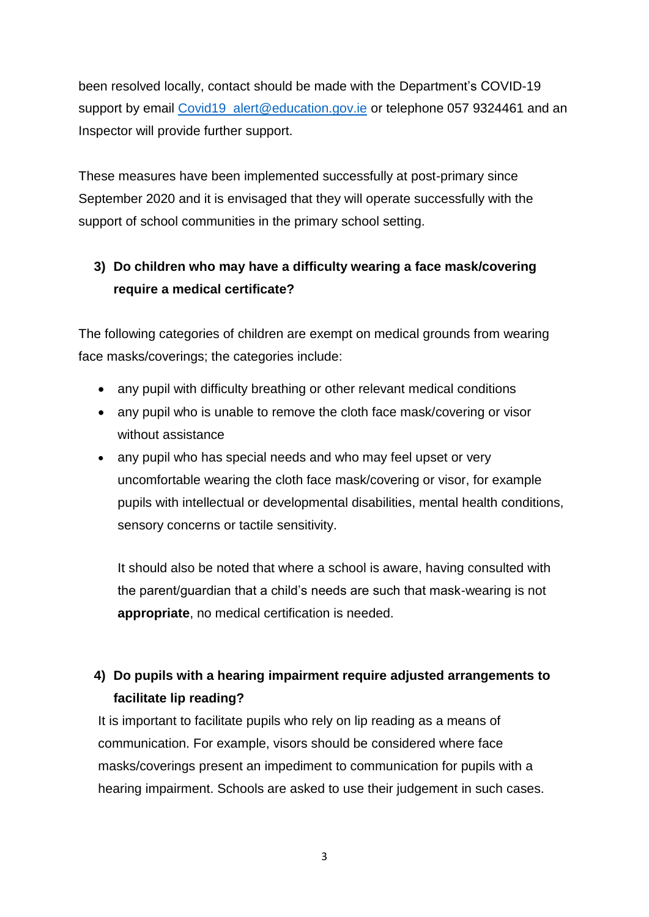been resolved locally, contact should be made with the Department's COVID-19 support by email [Covid19_alert@education.gov.ie](mailto:Covid19_alert@education.gov.ie) or telephone 057 9324461 and an Inspector will provide further support.

These measures have been implemented successfully at post-primary since September 2020 and it is envisaged that they will operate successfully with the support of school communities in the primary school setting.

### 3) Do children who may have a difficulty wearing a face mask/covering require a medical certificate?

The following categories of children are exempt on medical grounds from wearing face masks/coverings; the categories include:

- any pupil with difficulty breathing or other relevant medical conditions
- any pupil who is unable to remove the cloth face mask/covering or visor without assistance
- any pupil who has special needs and who may feel upset or very uncomfortable wearing the cloth face mask/covering or visor, for example pupils with intellectual or developmental disabilities, mental health conditions, sensory concerns or tactile sensitivity.

  It should also be noted that where a school is aware, having consulted with the parent/guardian that a child's needs are such that mask-wearing is not **appropriate**, no medical certification is needed.

### 4) Do pupils with a hearing impairment require adjusted arrangements to facilitate lip reading?

It is important to facilitate pupils who rely on lip reading as a means of communication. For example, visors should be considered where face masks/coverings present an impediment to communication for pupils with a hearing impairment. Schools are asked to use their judgement in such cases.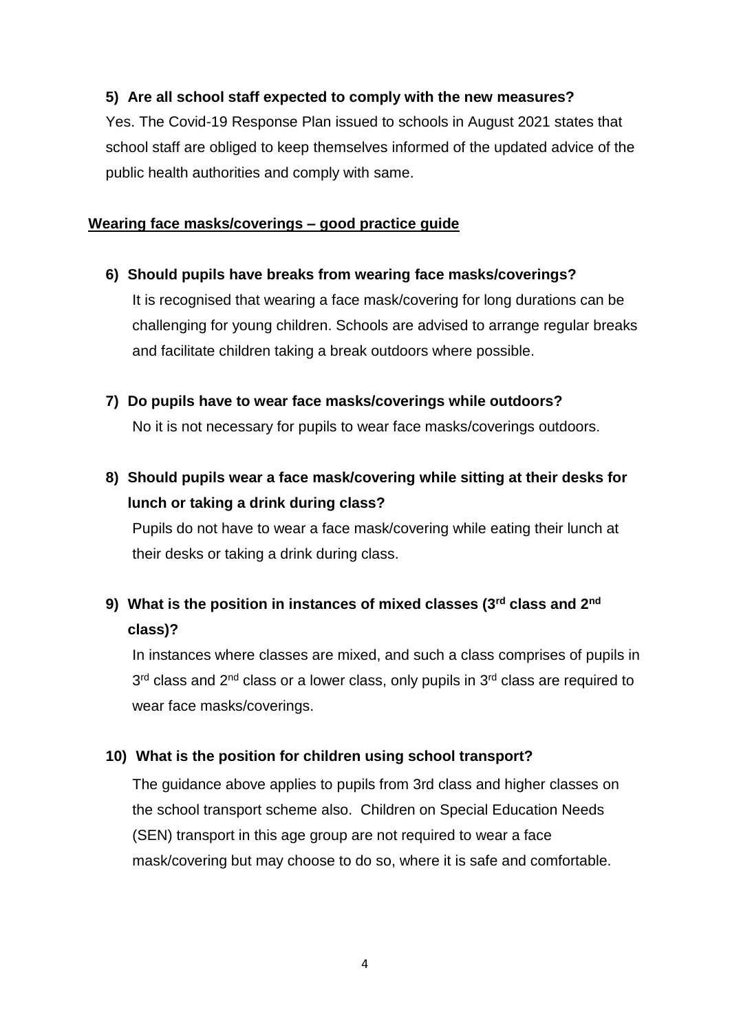**5) Are all school staff expected to comply with the new measures?**

Yes. The Covid-19 Response Plan issued to schools in August 2021 states that school staff are obliged to keep themselves informed of the updated advice of the public health authorities and comply with same.

## Wearing face masks/coverings – good practice guide

**6) Should pupils have breaks from wearing face masks/coverings?**

It is recognised that wearing a face mask/covering for long durations can be challenging for young children. Schools are advised to arrange regular breaks and facilitate children taking a break outdoors where possible.

**7) Do pupils have to wear face masks/coverings while outdoors?**

No it is not necessary for pupils to wear face masks/coverings outdoors.

**8) Should pupils wear a face mask/covering while sitting at their desks for lunch or taking a drink during class?**

Pupils do not have to wear a face mask/covering while eating their lunch at their desks or taking a drink during class.

**9) What is the position in instances of mixed classes (3rd class and 2nd class)?**

In instances where classes are mixed, and such a class comprises of pupils in 3rd class and 2nd class or a lower class, only pupils in 3rd class are required to wear face masks/coverings.

**10) What is the position for children using school transport?**

The guidance above applies to pupils from 3rd class and higher classes on the school transport scheme also. Children on Special Education Needs (SEN) transport in this age group are not required to wear a face mask/covering but may choose to do so, where it is safe and comfortable.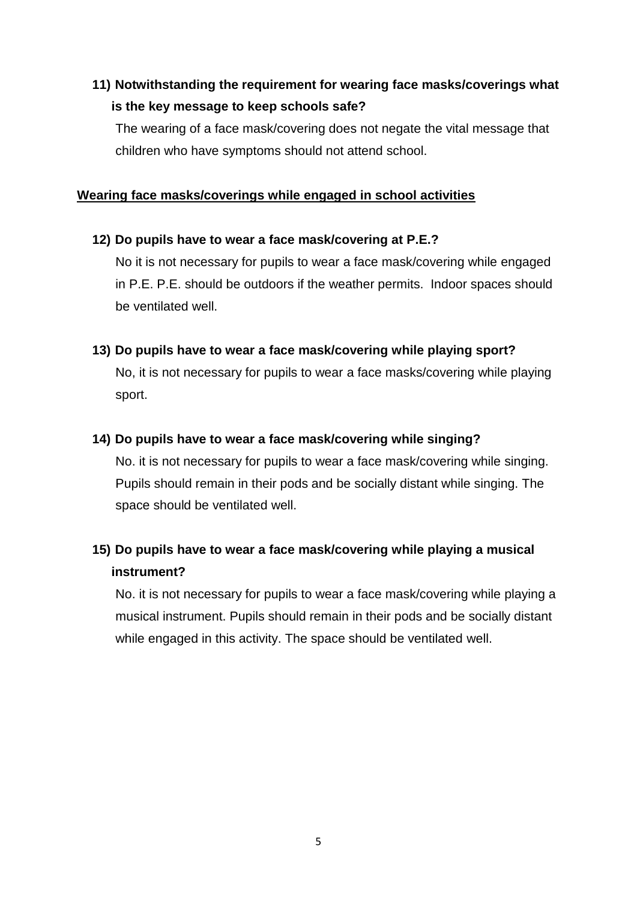**11) Notwithstanding the requirement for wearing face masks/coverings what is the key message to keep schools safe?**

The wearing of a face mask/covering does not negate the vital message that children who have symptoms should not attend school.

## Wearing face masks/coverings while engaged in school activities

**12) Do pupils have to wear a face mask/covering at P.E.?**

No it is not necessary for pupils to wear a face mask/covering while engaged in P.E. P.E. should be outdoors if the weather permits. Indoor spaces should be ventilated well.

**13) Do pupils have to wear a face mask/covering while playing sport?**

No, it is not necessary for pupils to wear a face masks/covering while playing sport.

**14) Do pupils have to wear a face mask/covering while singing?**

No. it is not necessary for pupils to wear a face mask/covering while singing. Pupils should remain in their pods and be socially distant while singing. The space should be ventilated well.

**15) Do pupils have to wear a face mask/covering while playing a musical instrument?**

No. it is not necessary for pupils to wear a face mask/covering while playing a musical instrument. Pupils should remain in their pods and be socially distant while engaged in this activity. The space should be ventilated well.